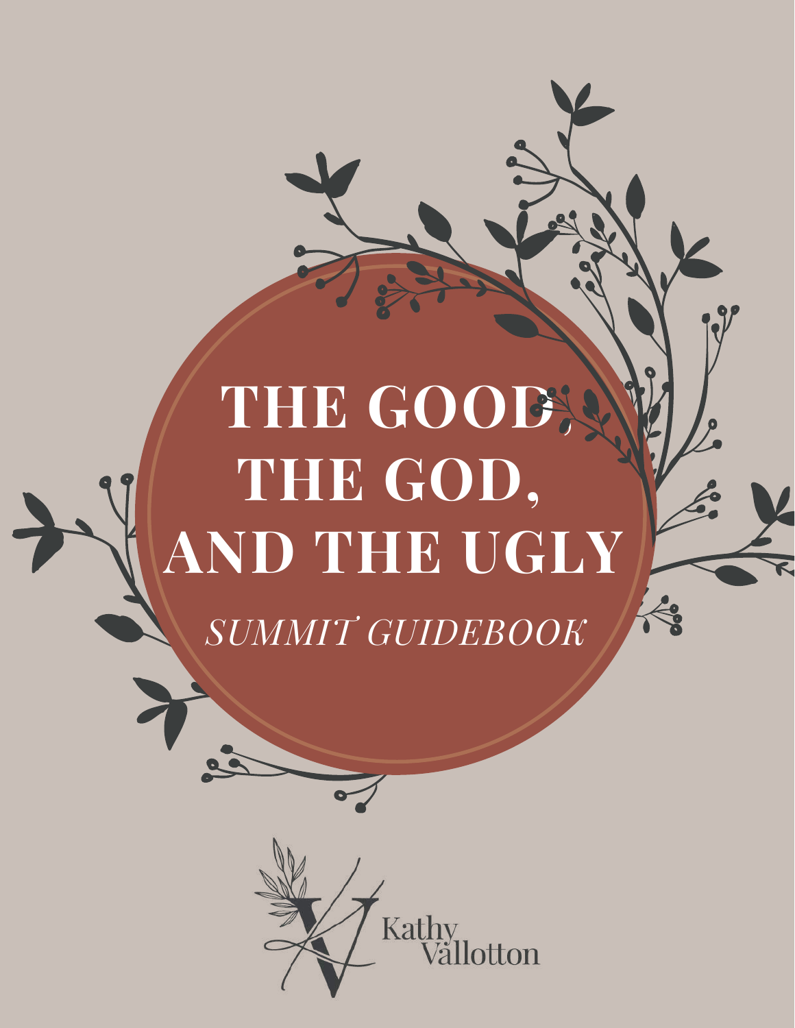# THE GOOD, THE GOD, AND THE UGLY

*SUMMIT GUIDEBOOK*

Kathy Vallotton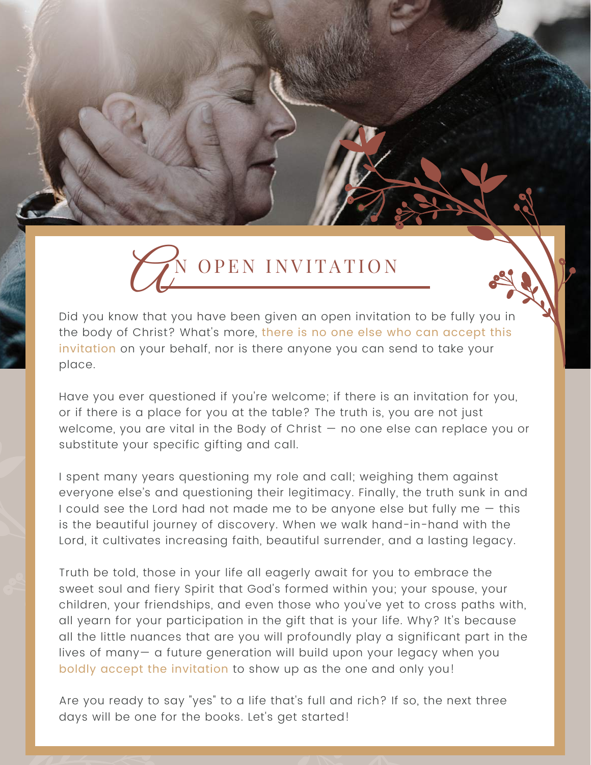# An Open Invitation

Did you know that you have been given an open invitation to be fully you in the body of Christ? What's more, there is no one else who can accept this invitation on your behalf, nor is there anyone you can send to take your place.

Have you ever questioned if you're welcome; if there is an invitation for you, or if there is a place for you at the table? The truth is, you are not just welcome, you are vital in the Body of Christ — no one else can replace you or substitute your specific gifting and call.

I spent many years questioning my role and call; weighing them against everyone else's and questioning their legitimacy. Finally, the truth sunk in and I could see the Lord had not made me to be anyone else but fully me — this is the beautiful journey of discovery. When we walk hand-in-hand with the Lord, it cultivates increasing faith, beautiful surrender, and a lasting legacy.

Truth be told, those in your life all eagerly await for you to embrace the sweet soul and fiery Spirit that God's formed within you; your spouse, your children, your friendships, and even those who you've yet to cross paths with, all yearn for your participation in the gift that is your life. Why? It's because all the little nuances that are you will profoundly play a significant part in the lives of many— a future generation will build upon your legacy when you boldly accept the invitation to show up as the one and only you!

Are you ready to say "yes" to a life that's full and rich? If so, the next three days will be one for the books. Let's get started!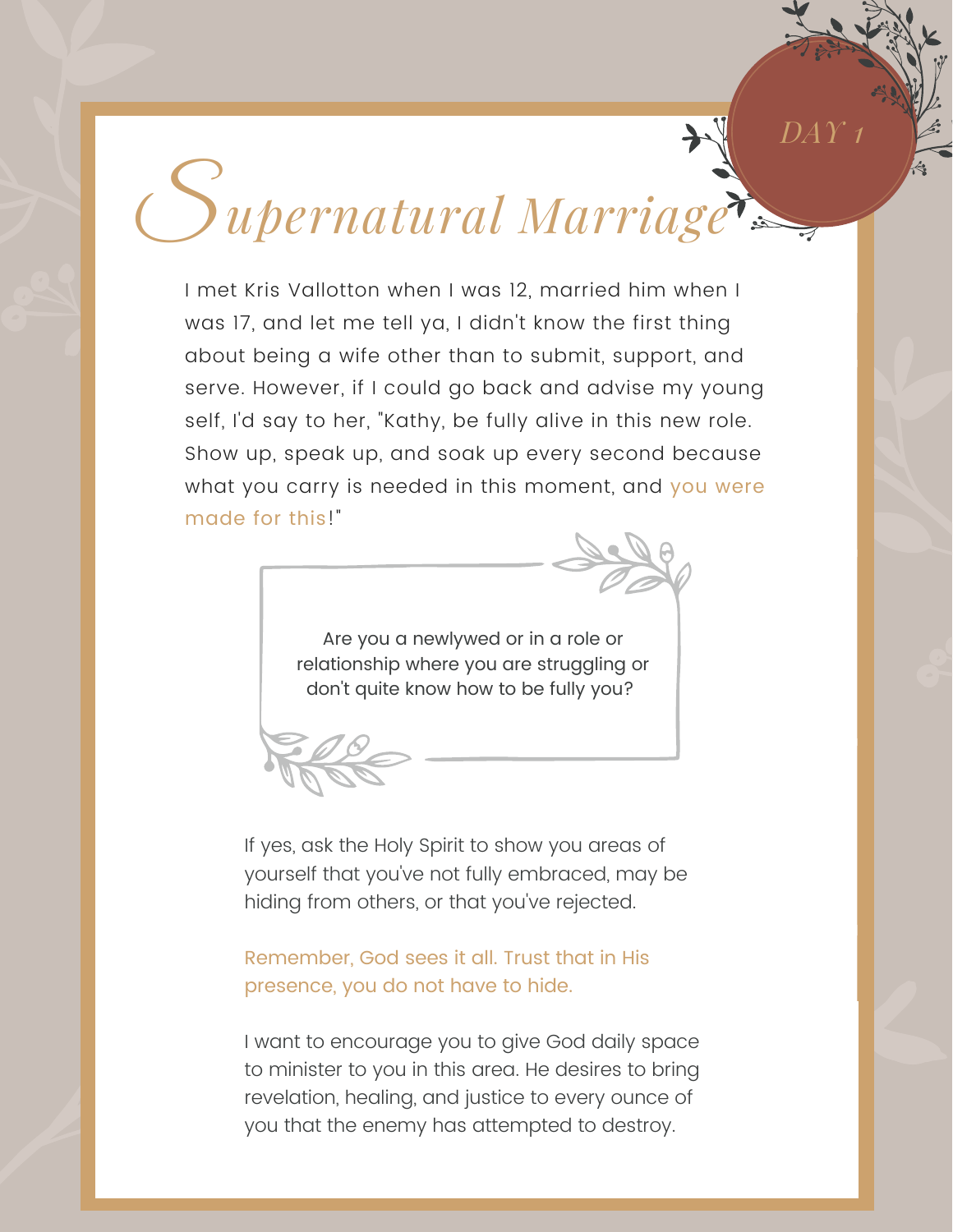DAY 1

# Supernatural Marriage

I met Kris Vallotton when I was 12, married him when I was 17, and let me tell ya, I didn't know the first thing about being a wife other than to submit, support, and serve. However, if I could go back and advise my young self, I'd say to her, "Kathy, be fully alive in this new role. Show up, speak up, and soak up every second because what you carry is needed in this moment, and you were made for this!"

> Are you a newlywed or in a role or relationship where you are struggling or don't quite know how to be fully you?

If yes, ask the Holy Spirit to show you areas of yourself that you've not fully embraced, may be hiding from others, or that you've rejected.

Remember, God sees it all. Trust that in His presence, you do not have to hide.

I want to encourage you to give God daily space to minister to you in this area. He desires to bring revelation, healing, and justice to every ounce of you that the enemy has attempted to destroy.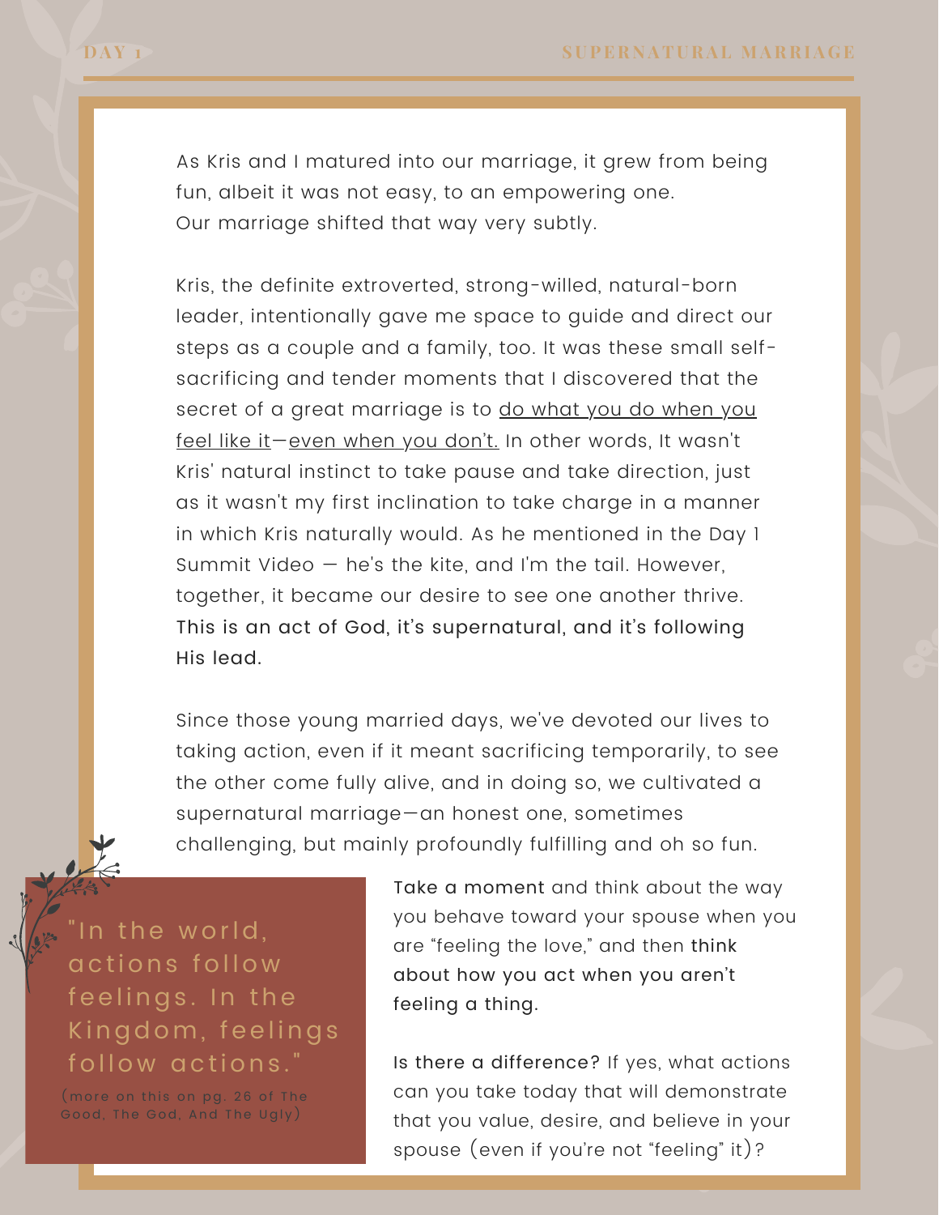As Kris and I matured into our marriage, it grew from being fun, albeit it was not easy, to an empowering one. Our marriage shifted that way very subtly.

Kris, the definite extroverted, strong-willed, natural-born leader, intentionally gave me space to guide and direct our steps as a couple and a family, too. It was these small self-sacrificing and tender moments that I discovered that the secret of a great marriage is to <u>do what you do when you feel like it</u>—<u>even when you don't.</u> In other words, It wasn't Kris' natural instinct to take pause and take direction, just as it wasn't my first inclination to take charge in a manner in which Kris naturally would. As he mentioned in the Day 1 Summit Video — he's the kite, and I'm the tail. However, together, it became our desire to see one another thrive. This is an act of God, it's supernatural, and it's following His lead.

Since those young married days, we've devoted our lives to taking action, even if it meant sacrificing temporarily, to see the other come fully alive, and in doing so, we cultivated a supernatural marriage—an honest one, sometimes challenging, but mainly profoundly fulfilling and oh so fun.

> "In the world, actions follow feelings. In the Kingdom, feelings follow actions."
>
> (more on this on pg. 26 of The Good, The God, And The Ugly)

Take a moment and think about the way you behave toward your spouse when you are "feeling the love," and then think about how you act when you aren't feeling a thing.

Is there a difference? If yes, what actions can you take today that will demonstrate that you value, desire, and believe in your spouse (even if you're not "feeling" it)?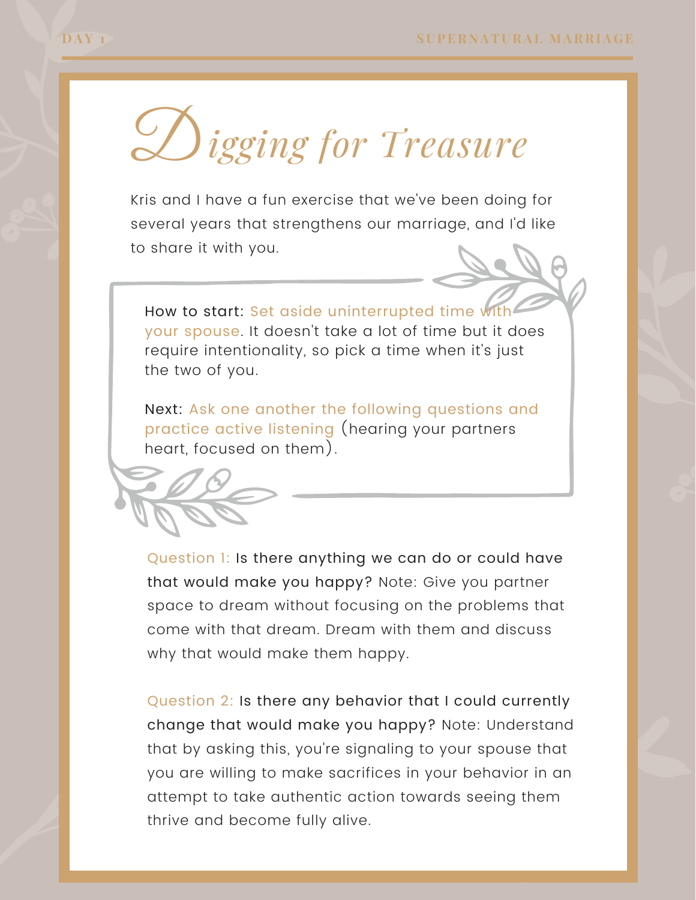# Digging for Treasure

Kris and I have a fun exercise that we've been doing for several years that strengthens our marriage, and I'd like to share it with you.

How to start: Set aside uninterrupted time with your spouse. It doesn't take a lot of time but it does require intentionality, so pick a time when it's just the two of you.

Next: Ask one another the following questions and practice active listening (hearing your partners heart, focused on them).

Question 1: Is there anything we can do or could have that would make you happy? Note: Give you partner space to dream without focusing on the problems that come with that dream. Dream with them and discuss why that would make them happy.

Question 2: Is there any behavior that I could currently change that would make you happy? Note: Understand that by asking this, you're signaling to your spouse that you are willing to make sacrifices in your behavior in an attempt to take authentic action towards seeing them thrive and become fully alive.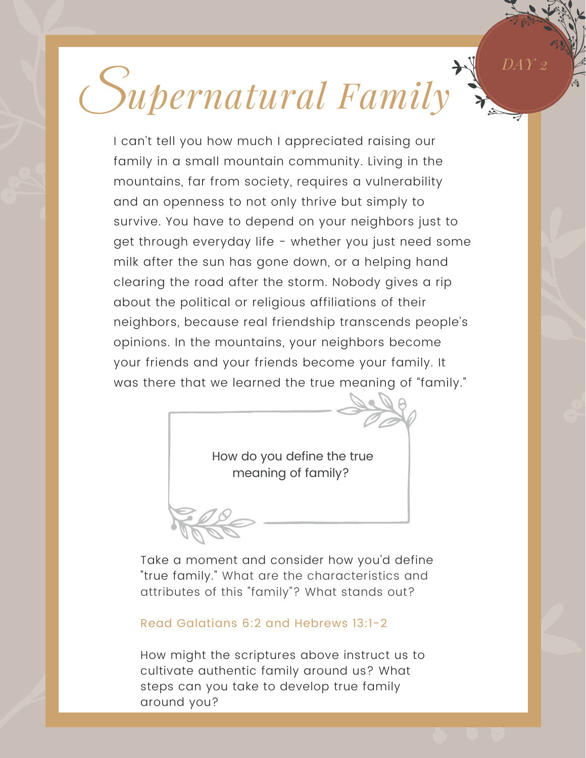# Supernatural Family

DAY 2

I can't tell you how much I appreciated raising our family in a small mountain community. Living in the mountains, far from society, requires a vulnerability and an openness to not only thrive but simply to survive. You have to depend on your neighbors just to get through everyday life - whether you just need some milk after the sun has gone down, or a helping hand clearing the road after the storm. Nobody gives a rip about the political or religious affiliations of their neighbors, because real friendship transcends people's opinions. In the mountains, your neighbors become your friends and your friends become your family. It was there that we learned the true meaning of "family."

How do you define the true meaning of family?

Take a moment and consider how you'd define "true family." What are the characteristics and attributes of this "family"? What stands out?

Read Galatians 6:2 and Hebrews 13:1-2

How might the scriptures above instruct us to cultivate authentic family around us? What steps can you take to develop true family around you?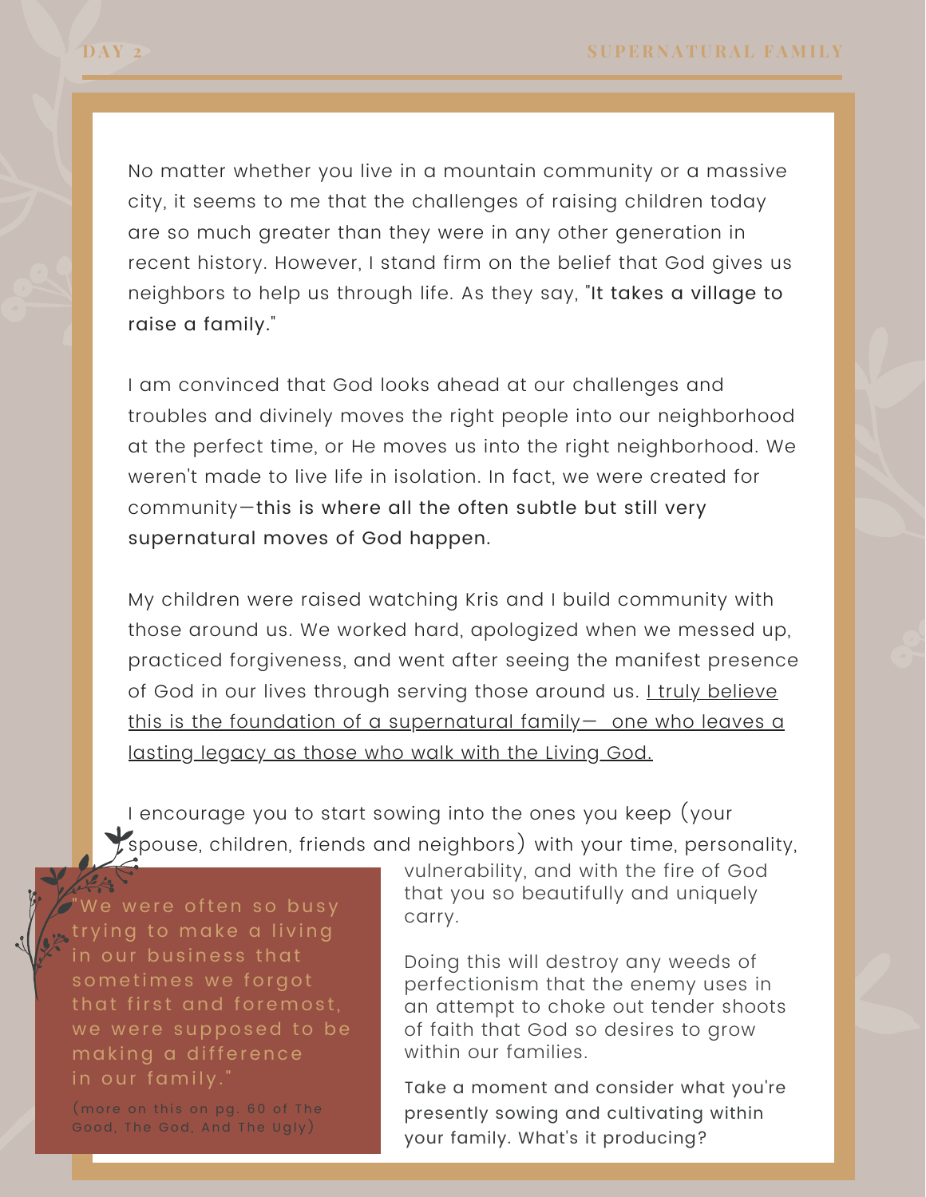No matter whether you live in a mountain community or a massive city, it seems to me that the challenges of raising children today are so much greater than they were in any other generation in recent history. However, I stand firm on the belief that God gives us neighbors to help us through life. As they say, "It takes a village to raise a family."

I am convinced that God looks ahead at our challenges and troubles and divinely moves the right people into our neighborhood at the perfect time, or He moves us into the right neighborhood. We weren't made to live life in isolation. In fact, we were created for community—this is where all the often subtle but still very supernatural moves of God happen.

My children were raised watching Kris and I build community with those around us. We worked hard, apologized when we messed up, practiced forgiveness, and went after seeing the manifest presence of God in our lives through serving those around us. <u>I truly believe this is the foundation of a supernatural family— one who leaves a lasting legacy as those who walk with the Living God.</u>

I encourage you to start sowing into the ones you keep (your spouse, children, friends and neighbors) with your time, personality, vulnerability, and with the fire of God that you so beautifully and uniquely carry.

Doing this will destroy any weeds of perfectionism that the enemy uses in an attempt to choke out tender shoots of faith that God so desires to grow within our families.

Take a moment and consider what you're presently sowing and cultivating within your family. What's it producing?

> "We were often so busy trying to make a living in our business that sometimes we forgot that first and foremost, we were supposed to be making a difference in our family."
>
> (more on this on pg. 60 of The Good, The God, And The Ugly)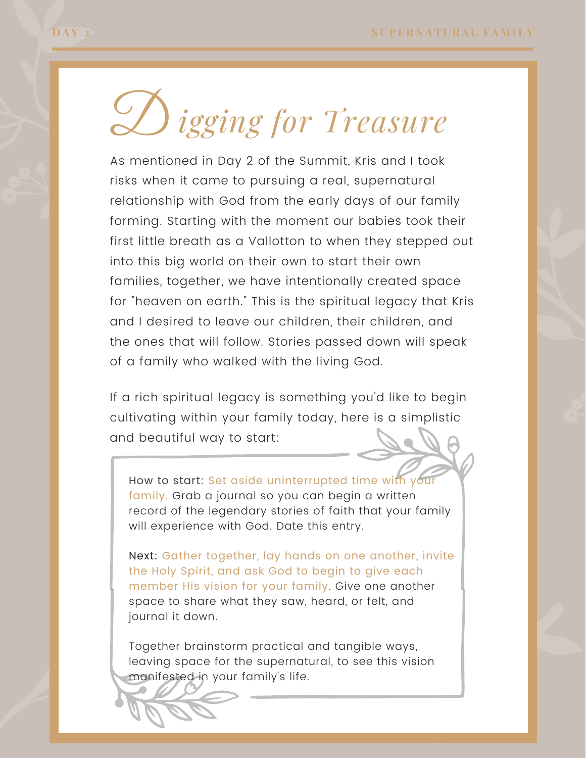# Digging for Treasure

As mentioned in Day 2 of the Summit, Kris and I took risks when it came to pursuing a real, supernatural relationship with God from the early days of our family forming. Starting with the moment our babies took their first little breath as a Vallotton to when they stepped out into this big world on their own to start their own families, together, we have intentionally created space for "heaven on earth." This is the spiritual legacy that Kris and I desired to leave our children, their children, and the ones that will follow. Stories passed down will speak of a family who walked with the living God.

If a rich spiritual legacy is something you'd like to begin cultivating within your family today, here is a simplistic and beautiful way to start:

How to start: Set aside uninterrupted time with your family. Grab a journal so you can begin a written record of the legendary stories of faith that your family will experience with God. Date this entry.

Next: Gather together, lay hands on one another, invite the Holy Spirit, and ask God to begin to give each member His vision for your family. Give one another space to share what they saw, heard, or felt, and journal it down.

Together brainstorm practical and tangible ways, leaving space for the supernatural, to see this vision manifested in your family's life.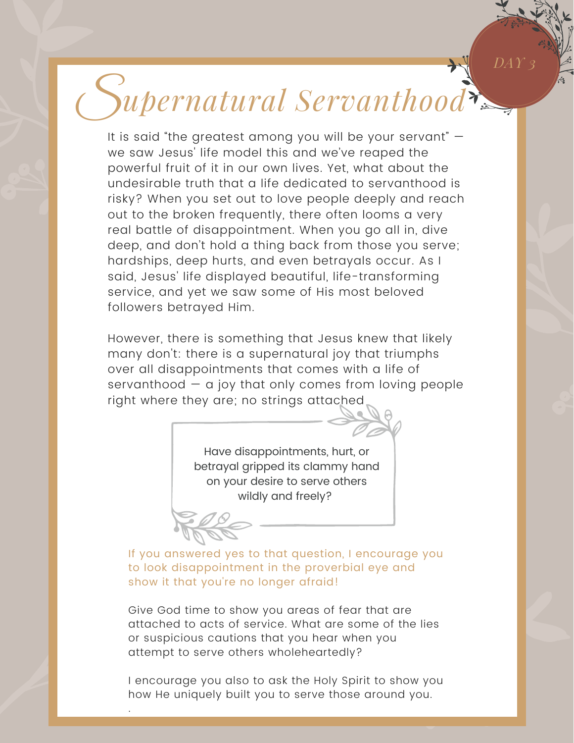DAY 3

# Supernatural Servanthood

It is said "the greatest among you will be your servant" — we saw Jesus' life model this and we've reaped the powerful fruit of it in our own lives. Yet, what about the undesirable truth that a life dedicated to servanthood is risky? When you set out to love people deeply and reach out to the broken frequently, there often looms a very real battle of disappointment. When you go all in, dive deep, and don't hold a thing back from those you serve; hardships, deep hurts, and even betrayals occur. As I said, Jesus' life displayed beautiful, life-transforming service, and yet we saw some of His most beloved followers betrayed Him.

However, there is something that Jesus knew that likely many don't: there is a supernatural joy that triumphs over all disappointments that comes with a life of servanthood — a joy that only comes from loving people right where they are; no strings attached

> Have disappointments, hurt, or betrayal gripped its clammy hand on your desire to serve others wildly and freely?

If you answered yes to that question, I encourage you to look disappointment in the proverbial eye and show it that you're no longer afraid!

Give God time to show you areas of fear that are attached to acts of service. What are some of the lies or suspicious cautions that you hear when you attempt to serve others wholeheartedly?

I encourage you also to ask the Holy Spirit to show you how He uniquely built you to serve those around you.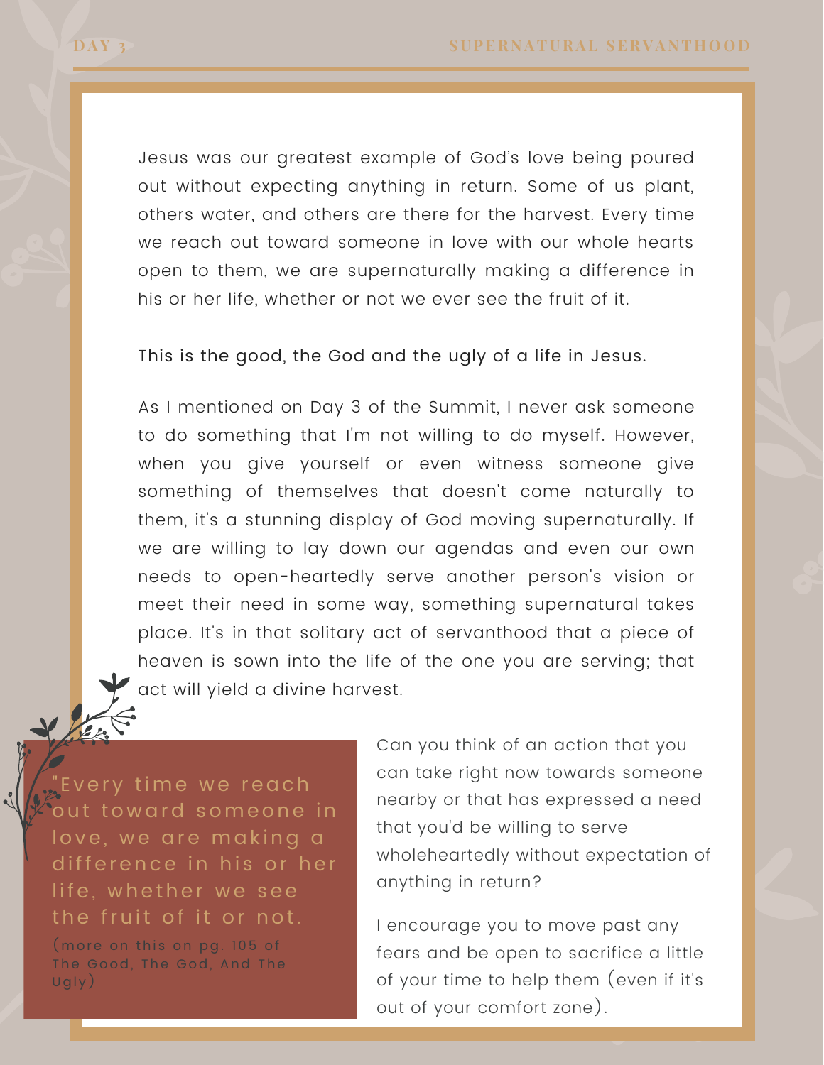Jesus was our greatest example of God's love being poured out without expecting anything in return. Some of us plant, others water, and others are there for the harvest. Every time we reach out toward someone in love with our whole hearts open to them, we are supernaturally making a difference in his or her life, whether or not we ever see the fruit of it.

This is the good, the God and the ugly of a life in Jesus.

As I mentioned on Day 3 of the Summit, I never ask someone to do something that I'm not willing to do myself. However, when you give yourself or even witness someone give something of themselves that doesn't come naturally to them, it's a stunning display of God moving supernaturally. If we are willing to lay down our agendas and even our own needs to open-heartedly serve another person's vision or meet their need in some way, something supernatural takes place. It's in that solitary act of servanthood that a piece of heaven is sown into the life of the one you are serving; that act will yield a divine harvest.

> "Every time we reach out toward someone in love, we are making a difference in his or her life, whether we see the fruit of it or not.
>
> (more on this on pg. 105 of The Good, The God, And The Ugly)

Can you think of an action that you can take right now towards someone nearby or that has expressed a need that you'd be willing to serve wholeheartedly without expectation of anything in return?

I encourage you to move past any fears and be open to sacrifice a little of your time to help them (even if it's out of your comfort zone).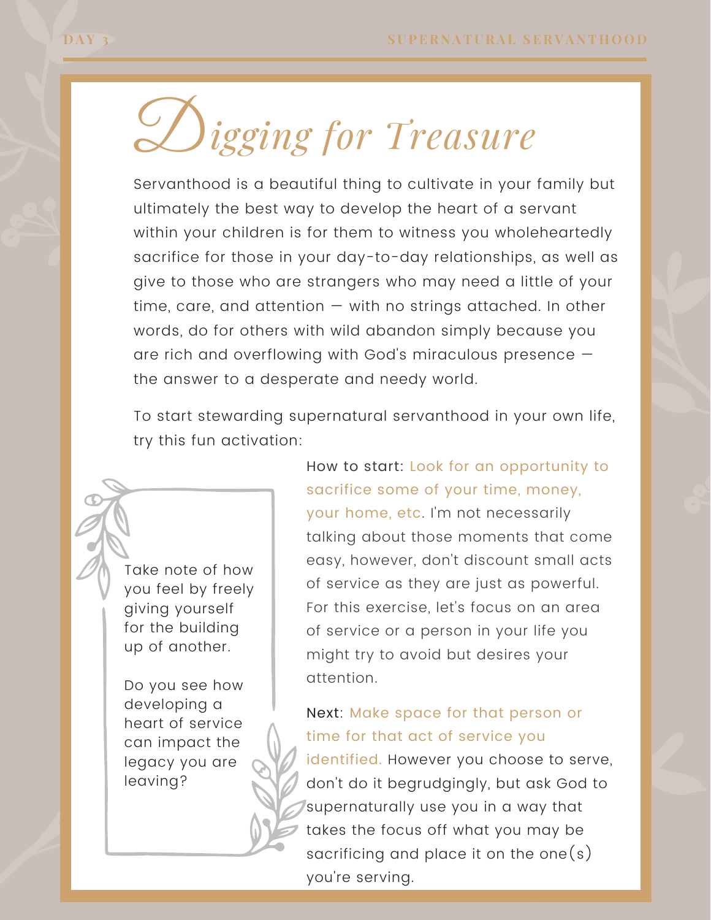# Digging for Treasure

Servanthood is a beautiful thing to cultivate in your family but ultimately the best way to develop the heart of a servant within your children is for them to witness you wholeheartedly sacrifice for those in your day-to-day relationships, as well as give to those who are strangers who may need a little of your time, care, and attention — with no strings attached. In other words, do for others with wild abandon simply because you are rich and overflowing with God's miraculous presence — the answer to a desperate and needy world.

To start stewarding supernatural servanthood in your own life, try this fun activation:

How to start: Look for an opportunity to sacrifice some of your time, money, your home, etc. I'm not necessarily talking about those moments that come easy, however, don't discount small acts of service as they are just as powerful. For this exercise, let's focus on an area of service or a person in your life you might try to avoid but desires your attention.

Next: Make space for that person or time for that act of service you identified. However you choose to serve, don't do it begrudgingly, but ask God to supernaturally use you in a way that takes the focus off what you may be sacrificing and place it on the one(s) you're serving.

Take note of how you feel by freely giving yourself for the building up of another.

Do you see how developing a heart of service can impact the legacy you are leaving?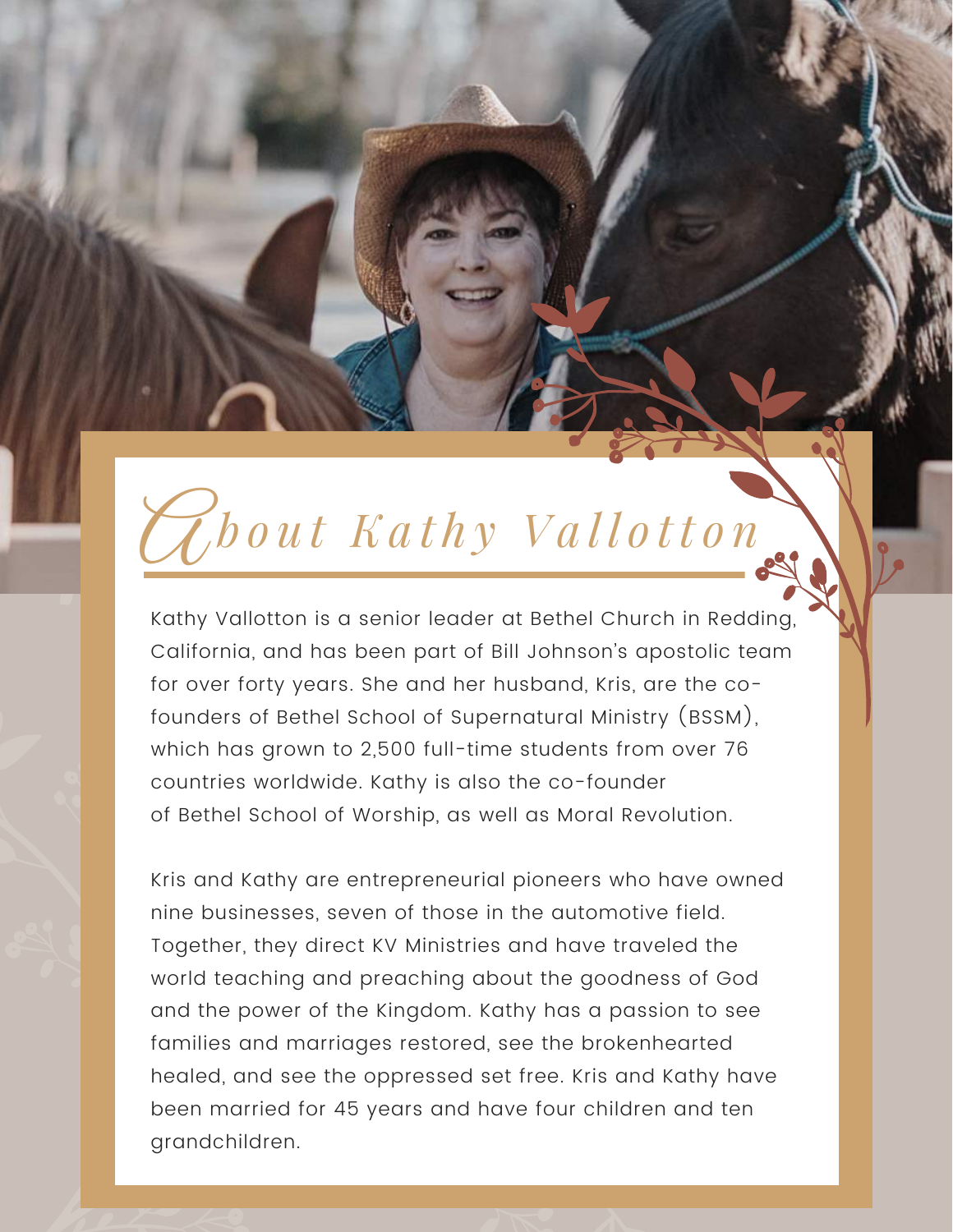# About Kathy Vallotton

Kathy Vallotton is a senior leader at Bethel Church in Redding, California, and has been part of Bill Johnson's apostolic team for over forty years. She and her husband, Kris, are the co-founders of Bethel School of Supernatural Ministry (BSSM), which has grown to 2,500 full-time students from over 76 countries worldwide. Kathy is also the co-founder of Bethel School of Worship, as well as Moral Revolution.

Kris and Kathy are entrepreneurial pioneers who have owned nine businesses, seven of those in the automotive field. Together, they direct KV Ministries and have traveled the world teaching and preaching about the goodness of God and the power of the Kingdom. Kathy has a passion to see families and marriages restored, see the brokenhearted healed, and see the oppressed set free. Kris and Kathy have been married for 45 years and have four children and ten grandchildren.